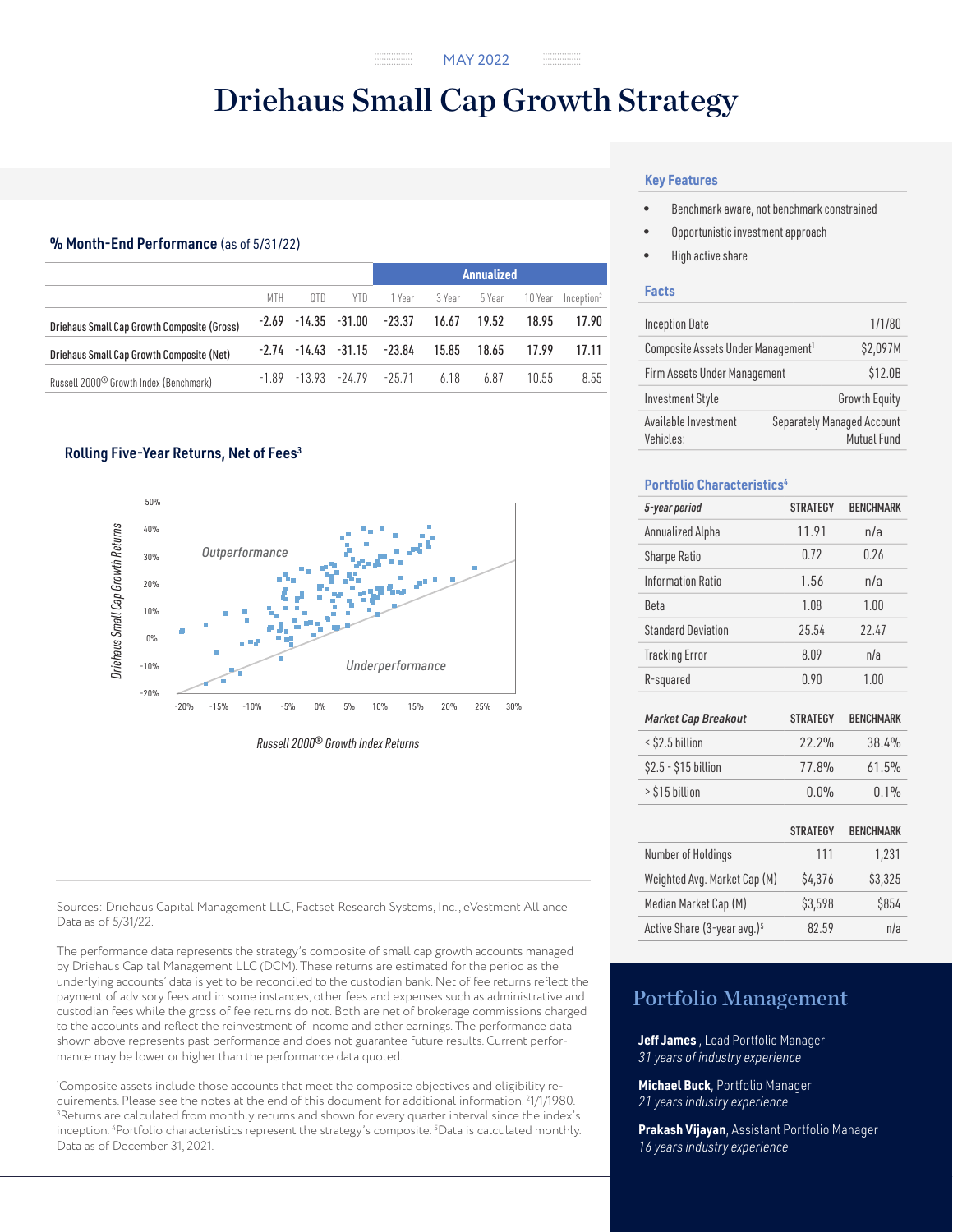MAY 2022

# Driehaus Small Cap Growth Strategy

## % Month-End Performance (as of 5/31/22)

| | | | | Annualized | | | | |
|---|---|---|---|---|---|---|---|---|
| | MTH | QTD | YTD | 1 Year | 3 Year | 5 Year | 10 Year | Inception[2] |
| Driehaus Small Cap Growth Composite (Gross) | -2.69 | -14.35 | -31.00 | -23.37 | 16.67 | 19.52 | 18.95 | 17.90 |
| Driehaus Small Cap Growth Composite (Net) | -2.74 | -14.43 | -31.15 | -23.84 | 15.85 | 18.65 | 17.99 | 17.11 |
| Russell 2000® Growth Index (Benchmark) | -1.89 | -13.93 | -24.79 | -25.71 | 6.18 | 6.87 | 10.55 | 8.55 |

## Rolling Five-Year Returns, Net of Fees[3]

Driehaus Small Cap Growth Returns

Outperformance

Underperformance

*Russell 2000® Growth Index Returns*

Sources: Driehaus Capital Management LLC, Factset Research Systems, Inc., eVestment Alliance Data as of 5/31/22.

The performance data represents the strategy's composite of small cap growth accounts managed by Driehaus Capital Management LLC (DCM). These returns are estimated for the period as the underlying accounts' data is yet to be reconciled to the custodian bank. Net of fee returns reflect the payment of advisory fees and in some instances, other fees and expenses such as administrative and custodian fees while the gross of fee returns do not. Both are net of brokerage commissions charged to the accounts and reflect the reinvestment of income and other earnings. The performance data shown above represents past performance and does not guarantee future results. Current performance may be lower or higher than the performance data quoted.

[1]Composite assets include those accounts that meet the composite objectives and eligibility requirements. Please see the notes at the end of this document for additional information. [2]1/1/1980. [3]Returns are calculated from monthly returns and shown for every quarter interval since the index's inception. [4]Portfolio characteristics represent the strategy's composite. [5]Data is calculated monthly. Data as of December 31, 2021.

### Key Features

- Benchmark aware, not benchmark constrained
- Opportunistic investment approach
- High active share

### Facts

| | |
|---|---|
| Inception Date | 1/1/80 |
| Composite Assets Under Management[1] | $2,097M |
| Firm Assets Under Management | $12.0B |
| Investment Style | Growth Equity |
| Available Investment Vehicles: | Separately Managed Account Mutual Fund |

### Portfolio Characteristics[4]

| *5-year period* | STRATEGY | BENCHMARK |
|---|---|---|
| Annualized Alpha | 11.91 | n/a |
| Sharpe Ratio | 0.72 | 0.26 |
| Information Ratio | 1.56 | n/a |
| Beta | 1.08 | 1.00 |
| Standard Deviation | 25.54 | 22.47 |
| Tracking Error | 8.09 | n/a |
| R-squared | 0.90 | 1.00 |

| *Market Cap Breakout* | STRATEGY | BENCHMARK |
|---|---|---|
| < $2.5 billion | 22.2% | 38.4% |
| $2.5 - $15 billion | 77.8% | 61.5% |
| > $15 billion | 0.0% | 0.1% |

| | STRATEGY | BENCHMARK |
|---|---|---|
| Number of Holdings | 111 | 1,231 |
| Weighted Avg. Market Cap (M) | $4,376 | $3,325 |
| Median Market Cap (M) | $3,598 | $854 |
| Active Share (3-year avg.)[5] | 82.59 | n/a |

## Portfolio Management

**Jeff James**, Lead Portfolio Manager
*31 years of industry experience*

**Michael Buck**, Portfolio Manager
*21 years industry experience*

**Prakash Vijayan**, Assistant Portfolio Manager
*16 years industry experience*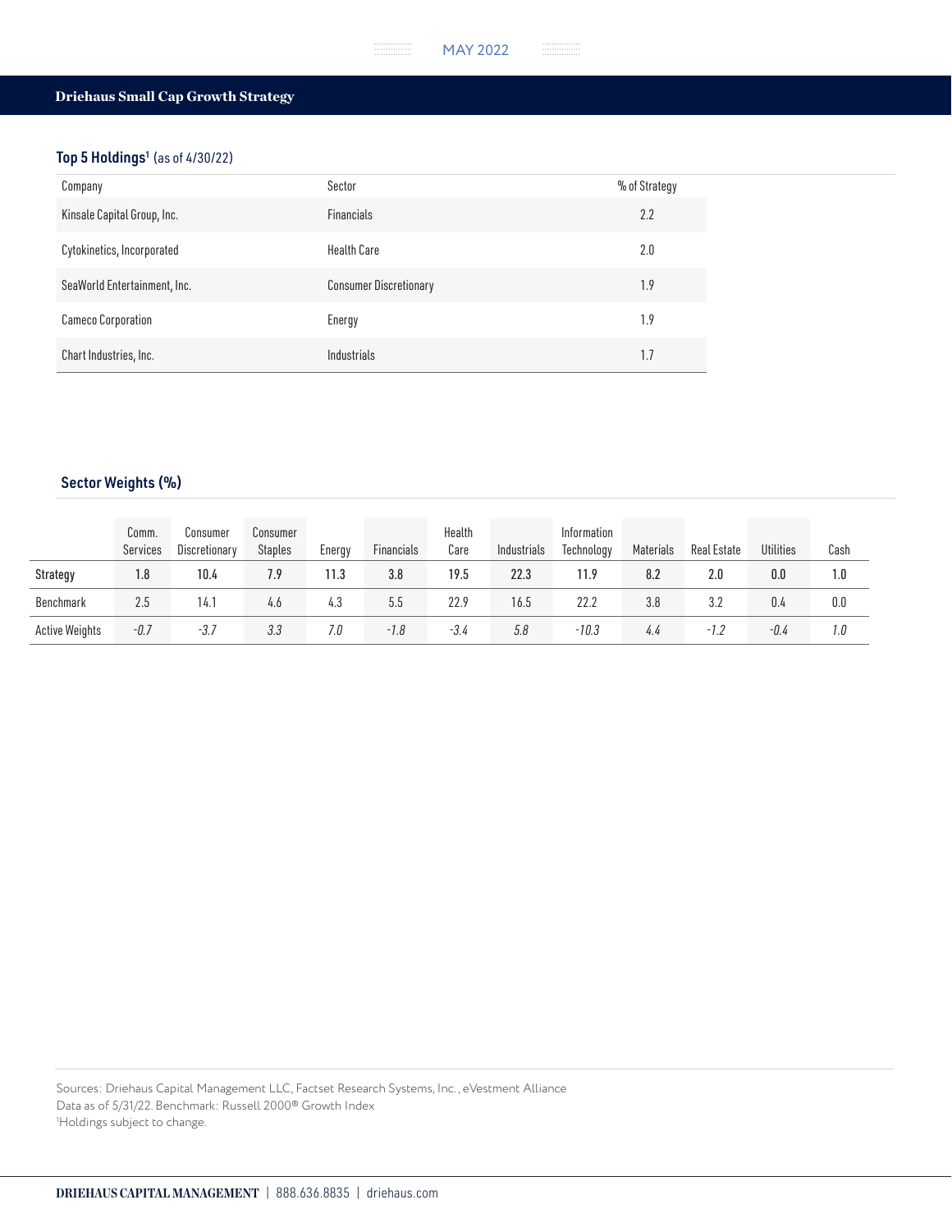MAY 2022

## Driehaus Small Cap Growth Strategy

### Top 5 Holdings[1] (as of 4/30/22)

| Company | Sector | % of Strategy |
|---|---|---|
| Kinsale Capital Group, Inc. | Financials | 2.2 |
| Cytokinetics, Incorporated | Health Care | 2.0 |
| SeaWorld Entertainment, Inc. | Consumer Discretionary | 1.9 |
| Cameco Corporation | Energy | 1.9 |
| Chart Industries, Inc. | Industrials | 1.7 |

### Sector Weights (%)

| | Comm. Services | Consumer Discretionary | Consumer Staples | Energy | Financials | Health Care | Industrials | Information Technology | Materials | Real Estate | Utilities | Cash |
|---|---|---|---|---|---|---|---|---|---|---|---|---|
| Strategy | 1.8 | 10.4 | 7.9 | 11.3 | 3.8 | 19.5 | 22.3 | 11.9 | 8.2 | 2.0 | 0.0 | 1.0 |
| Benchmark | 2.5 | 14.1 | 4.6 | 4.3 | 5.5 | 22.9 | 16.5 | 22.2 | 3.8 | 3.2 | 0.4 | 0.0 |
| Active Weights | *-0.7* | *-3.7* | *3.3* | *7.0* | *-1.8* | *-3.4* | *5.8* | *-10.3* | *4.4* | *-1.2* | *-0.4* | *1.0* |

Sources: Driehaus Capital Management LLC, Factset Research Systems, Inc., eVestment Alliance
Data as of 5/31/22. Benchmark: Russell 2000® Growth Index
[1]Holdings subject to change.

DRIEHAUS CAPITAL MANAGEMENT | 888.636.8835 | driehaus.com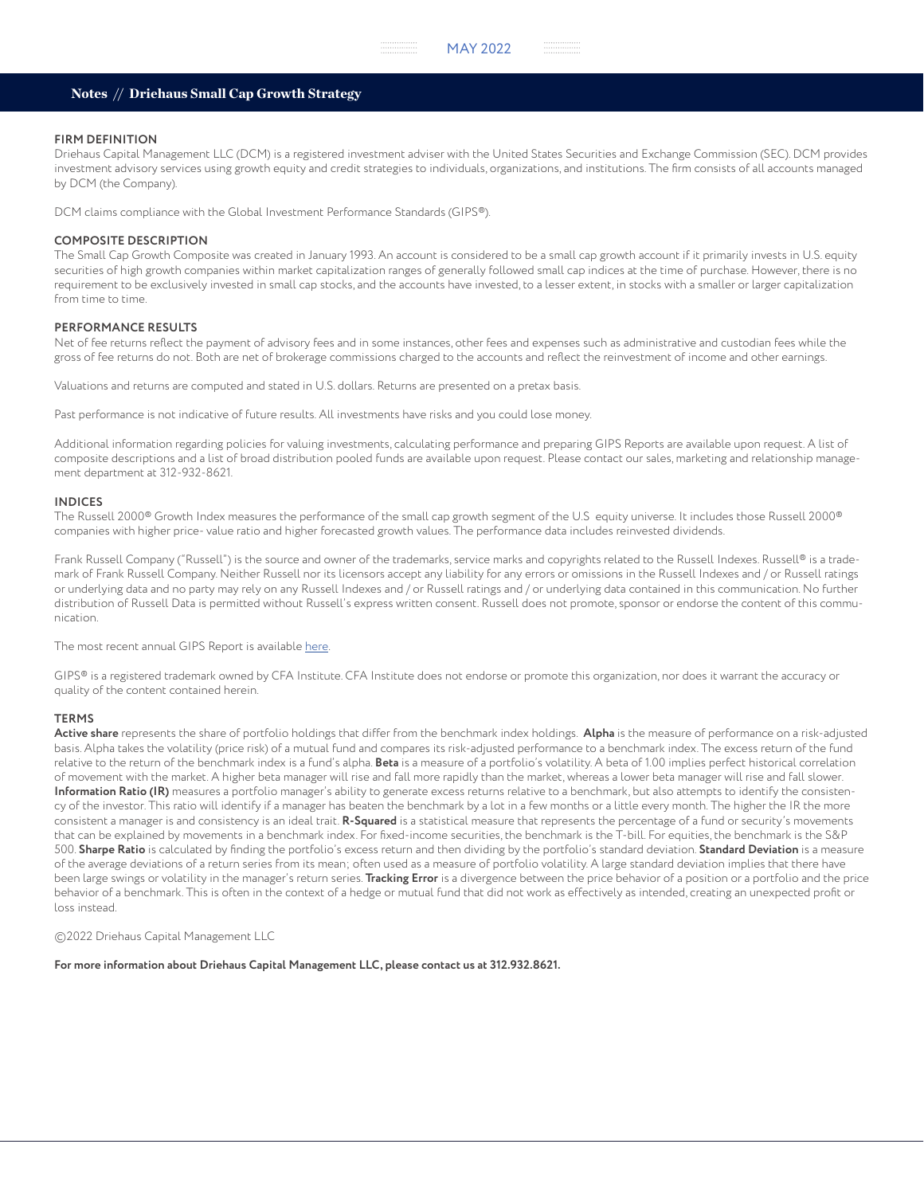## Notes // Driehaus Small Cap Growth Strategy

### FIRM DEFINITION

Driehaus Capital Management LLC (DCM) is a registered investment adviser with the United States Securities and Exchange Commission (SEC). DCM provides investment advisory services using growth equity and credit strategies to individuals, organizations, and institutions. The firm consists of all accounts managed by DCM (the Company).

DCM claims compliance with the Global Investment Performance Standards (GIPS®).

### COMPOSITE DESCRIPTION

The Small Cap Growth Composite was created in January 1993. An account is considered to be a small cap growth account if it primarily invests in U.S. equity securities of high growth companies within market capitalization ranges of generally followed small cap indices at the time of purchase. However, there is no requirement to be exclusively invested in small cap stocks, and the accounts have invested, to a lesser extent, in stocks with a smaller or larger capitalization from time to time.

### PERFORMANCE RESULTS

Net of fee returns reflect the payment of advisory fees and in some instances, other fees and expenses such as administrative and custodian fees while the gross of fee returns do not. Both are net of brokerage commissions charged to the accounts and reflect the reinvestment of income and other earnings.

Valuations and returns are computed and stated in U.S. dollars. Returns are presented on a pretax basis.

Past performance is not indicative of future results. All investments have risks and you could lose money.

Additional information regarding policies for valuing investments, calculating performance and preparing GIPS Reports are available upon request. A list of composite descriptions and a list of broad distribution pooled funds are available upon request. Please contact our sales, marketing and relationship management department at 312-932-8621.

### INDICES

The Russell 2000® Growth Index measures the performance of the small cap growth segment of the U.S equity universe. It includes those Russell 2000® companies with higher price- value ratio and higher forecasted growth values. The performance data includes reinvested dividends.

Frank Russell Company ("Russell") is the source and owner of the trademarks, service marks and copyrights related to the Russell Indexes. Russell® is a trademark of Frank Russell Company. Neither Russell nor its licensors accept any liability for any errors or omissions in the Russell Indexes and / or Russell ratings or underlying data and no party may rely on any Russell Indexes and / or Russell ratings and / or underlying data contained in this communication. No further distribution of Russell Data is permitted without Russell's express written consent. Russell does not promote, sponsor or endorse the content of this communication.

The most recent annual GIPS Report is available here.

GIPS® is a registered trademark owned by CFA Institute. CFA Institute does not endorse or promote this organization, nor does it warrant the accuracy or quality of the content contained herein.

### TERMS

**Active share** represents the share of portfolio holdings that differ from the benchmark index holdings. **Alpha** is the measure of performance on a risk-adjusted basis. Alpha takes the volatility (price risk) of a mutual fund and compares its risk-adjusted performance to a benchmark index. The excess return of the fund relative to the return of the benchmark index is a fund's alpha. **Beta** is a measure of a portfolio's volatility. A beta of 1.00 implies perfect historical correlation of movement with the market. A higher beta manager will rise and fall more rapidly than the market, whereas a lower beta manager will rise and fall slower. **Information Ratio (IR)** measures a portfolio manager's ability to generate excess returns relative to a benchmark, but also attempts to identify the consistency of the investor. This ratio will identify if a manager has beaten the benchmark by a lot in a few months or a little every month. The higher the IR the more consistent a manager is and consistency is an ideal trait. **R-Squared** is a statistical measure that represents the percentage of a fund or security's movements that can be explained by movements in a benchmark index. For fixed-income securities, the benchmark is the T-bill. For equities, the benchmark is the S&P 500. **Sharpe Ratio** is calculated by finding the portfolio's excess return and then dividing by the portfolio's standard deviation. **Standard Deviation** is a measure of the average deviations of a return series from its mean; often used as a measure of portfolio volatility. A large standard deviation implies that there have been large swings or volatility in the manager's return series. **Tracking Error** is a divergence between the price behavior of a position or a portfolio and the price behavior of a benchmark. This is often in the context of a hedge or mutual fund that did not work as effectively as intended, creating an unexpected profit or loss instead.

©2022 Driehaus Capital Management LLC

**For more information about Driehaus Capital Management LLC, please contact us at 312.932.8621.**